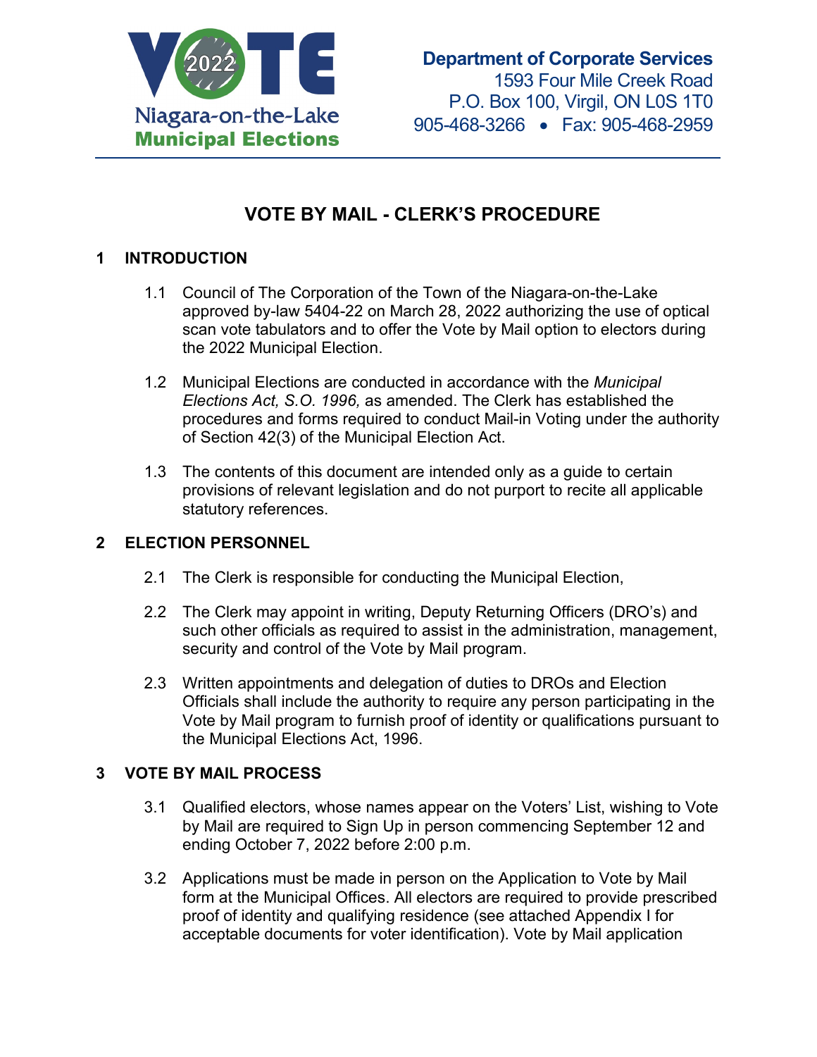VOTE 2022
Niagara-on-the-Lake
Municipal Elections

**Department of Corporate Services**
1593 Four Mile Creek Road
P.O. Box 100, Virgil, ON L0S 1T0
905-468-3266 • Fax: 905-468-2959

# VOTE BY MAIL - CLERK'S PROCEDURE

## 1 INTRODUCTION

1.1 Council of The Corporation of the Town of the Niagara-on-the-Lake approved by-law 5404-22 on March 28, 2022 authorizing the use of optical scan vote tabulators and to offer the Vote by Mail option to electors during the 2022 Municipal Election.

1.2 Municipal Elections are conducted in accordance with the *Municipal Elections Act, S.O. 1996,* as amended. The Clerk has established the procedures and forms required to conduct Mail-in Voting under the authority of Section 42(3) of the Municipal Election Act.

1.3 The contents of this document are intended only as a guide to certain provisions of relevant legislation and do not purport to recite all applicable statutory references.

## 2 ELECTION PERSONNEL

2.1 The Clerk is responsible for conducting the Municipal Election,

2.2 The Clerk may appoint in writing, Deputy Returning Officers (DRO's) and such other officials as required to assist in the administration, management, security and control of the Vote by Mail program.

2.3 Written appointments and delegation of duties to DROs and Election Officials shall include the authority to require any person participating in the Vote by Mail program to furnish proof of identity or qualifications pursuant to the Municipal Elections Act, 1996.

## 3 VOTE BY MAIL PROCESS

3.1 Qualified electors, whose names appear on the Voters' List, wishing to Vote by Mail are required to Sign Up in person commencing September 12 and ending October 7, 2022 before 2:00 p.m.

3.2 Applications must be made in person on the Application to Vote by Mail form at the Municipal Offices. All electors are required to provide prescribed proof of identity and qualifying residence (see attached Appendix I for acceptable documents for voter identification). Vote by Mail application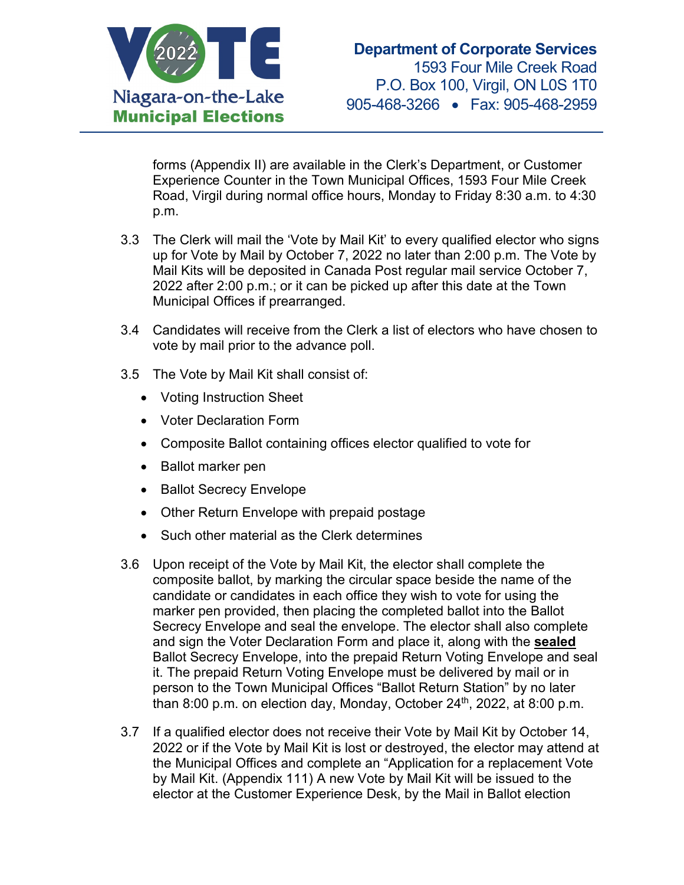forms (Appendix II) are available in the Clerk's Department, or Customer Experience Counter in the Town Municipal Offices, 1593 Four Mile Creek Road, Virgil during normal office hours, Monday to Friday 8:30 a.m. to 4:30 p.m.

3.3 The Clerk will mail the 'Vote by Mail Kit' to every qualified elector who signs up for Vote by Mail by October 7, 2022 no later than 2:00 p.m. The Vote by Mail Kits will be deposited in Canada Post regular mail service October 7, 2022 after 2:00 p.m.; or it can be picked up after this date at the Town Municipal Offices if prearranged.

3.4 Candidates will receive from the Clerk a list of electors who have chosen to vote by mail prior to the advance poll.

3.5 The Vote by Mail Kit shall consist of:

- Voting Instruction Sheet
- Voter Declaration Form
- Composite Ballot containing offices elector qualified to vote for
- Ballot marker pen
- Ballot Secrecy Envelope
- Other Return Envelope with prepaid postage
- Such other material as the Clerk determines

3.6 Upon receipt of the Vote by Mail Kit, the elector shall complete the composite ballot, by marking the circular space beside the name of the candidate or candidates in each office they wish to vote for using the marker pen provided, then placing the completed ballot into the Ballot Secrecy Envelope and seal the envelope. The elector shall also complete and sign the Voter Declaration Form and place it, along with the **sealed** Ballot Secrecy Envelope, into the prepaid Return Voting Envelope and seal it. The prepaid Return Voting Envelope must be delivered by mail or in person to the Town Municipal Offices "Ballot Return Station" by no later than 8:00 p.m. on election day, Monday, October 24th, 2022, at 8:00 p.m.

3.7 If a qualified elector does not receive their Vote by Mail Kit by October 14, 2022 or if the Vote by Mail Kit is lost or destroyed, the elector may attend at the Municipal Offices and complete an "Application for a replacement Vote by Mail Kit. (Appendix 111) A new Vote by Mail Kit will be issued to the elector at the Customer Experience Desk, by the Mail in Ballot election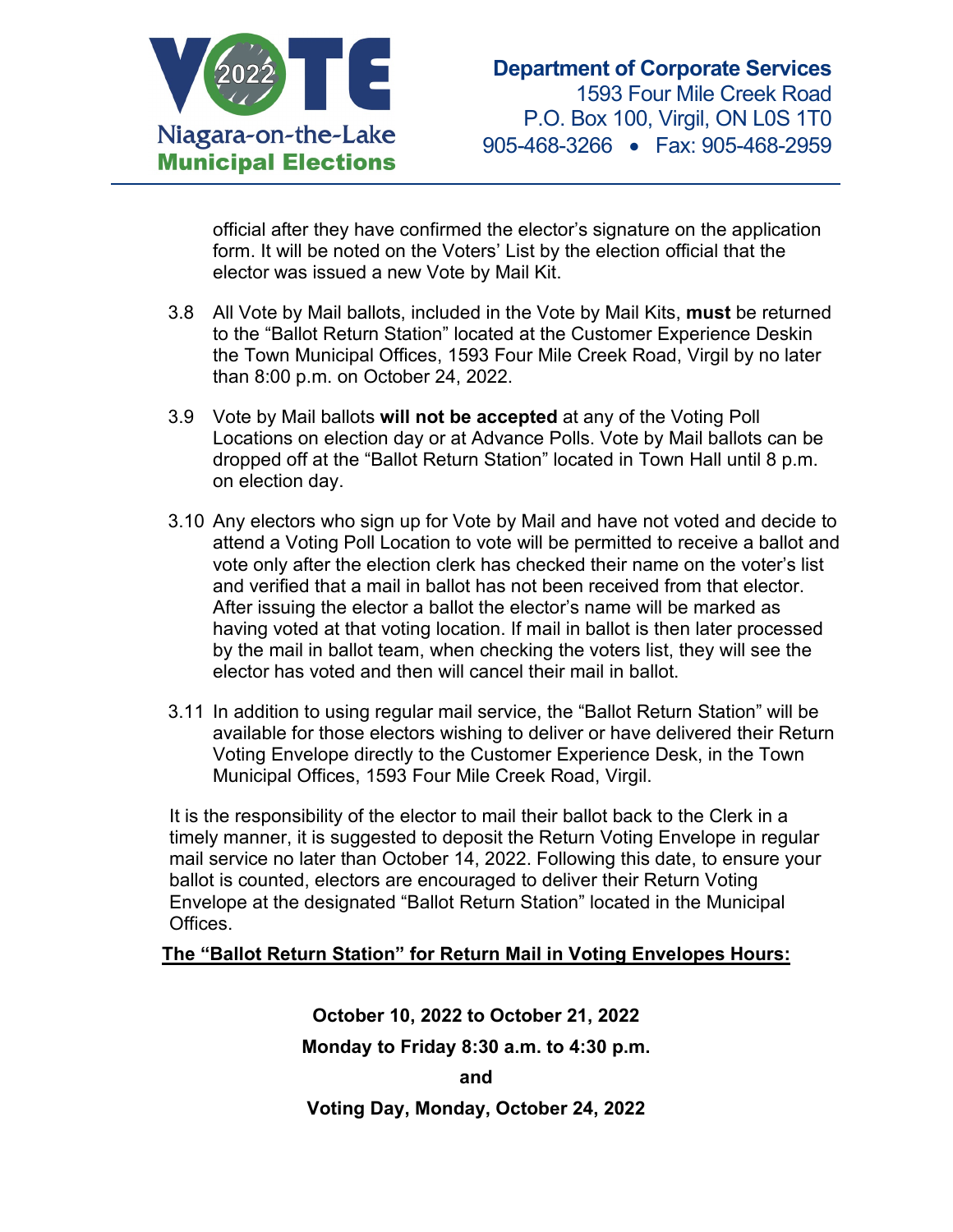official after they have confirmed the elector's signature on the application form. It will be noted on the Voters' List by the election official that the elector was issued a new Vote by Mail Kit.

3.8 All Vote by Mail ballots, included in the Vote by Mail Kits, **must** be returned to the "Ballot Return Station" located at the Customer Experience Deskin the Town Municipal Offices, 1593 Four Mile Creek Road, Virgil by no later than 8:00 p.m. on October 24, 2022.

3.9 Vote by Mail ballots **will not be accepted** at any of the Voting Poll Locations on election day or at Advance Polls. Vote by Mail ballots can be dropped off at the "Ballot Return Station" located in Town Hall until 8 p.m. on election day.

3.10 Any electors who sign up for Vote by Mail and have not voted and decide to attend a Voting Poll Location to vote will be permitted to receive a ballot and vote only after the election clerk has checked their name on the voter's list and verified that a mail in ballot has not been received from that elector. After issuing the elector a ballot the elector's name will be marked as having voted at that voting location. If mail in ballot is then later processed by the mail in ballot team, when checking the voters list, they will see the elector has voted and then will cancel their mail in ballot.

3.11 In addition to using regular mail service, the "Ballot Return Station" will be available for those electors wishing to deliver or have delivered their Return Voting Envelope directly to the Customer Experience Desk, in the Town Municipal Offices, 1593 Four Mile Creek Road, Virgil.

It is the responsibility of the elector to mail their ballot back to the Clerk in a timely manner, it is suggested to deposit the Return Voting Envelope in regular mail service no later than October 14, 2022. Following this date, to ensure your ballot is counted, electors are encouraged to deliver their Return Voting Envelope at the designated "Ballot Return Station" located in the Municipal Offices.

**The "Ballot Return Station" for Return Mail in Voting Envelopes Hours:**

**October 10, 2022 to October 21, 2022**

**Monday to Friday 8:30 a.m. to 4:30 p.m.**

**and**

**Voting Day, Monday, October 24, 2022**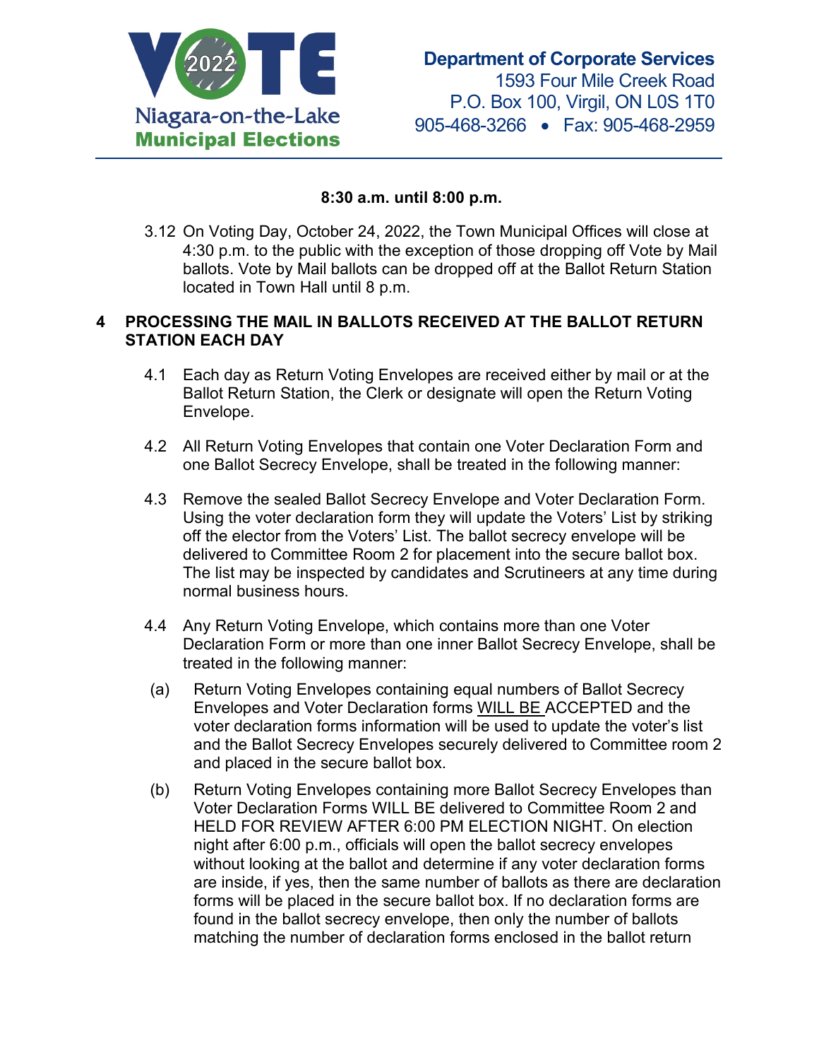**8:30 a.m. until 8:00 p.m.**

3.12 On Voting Day, October 24, 2022, the Town Municipal Offices will close at 4:30 p.m. to the public with the exception of those dropping off Vote by Mail ballots. Vote by Mail ballots can be dropped off at the Ballot Return Station located in Town Hall until 8 p.m.

## 4 PROCESSING THE MAIL IN BALLOTS RECEIVED AT THE BALLOT RETURN STATION EACH DAY

4.1 Each day as Return Voting Envelopes are received either by mail or at the Ballot Return Station, the Clerk or designate will open the Return Voting Envelope.

4.2 All Return Voting Envelopes that contain one Voter Declaration Form and one Ballot Secrecy Envelope, shall be treated in the following manner:

4.3 Remove the sealed Ballot Secrecy Envelope and Voter Declaration Form. Using the voter declaration form they will update the Voters' List by striking off the elector from the Voters' List. The ballot secrecy envelope will be delivered to Committee Room 2 for placement into the secure ballot box. The list may be inspected by candidates and Scrutineers at any time during normal business hours.

4.4 Any Return Voting Envelope, which contains more than one Voter Declaration Form or more than one inner Ballot Secrecy Envelope, shall be treated in the following manner:

(a) Return Voting Envelopes containing equal numbers of Ballot Secrecy Envelopes and Voter Declaration forms <u>WILL BE </u>ACCEPTED and the voter declaration forms information will be used to update the voter's list and the Ballot Secrecy Envelopes securely delivered to Committee room 2 and placed in the secure ballot box.

(b) Return Voting Envelopes containing more Ballot Secrecy Envelopes than Voter Declaration Forms WILL BE delivered to Committee Room 2 and HELD FOR REVIEW AFTER 6:00 PM ELECTION NIGHT. On election night after 6:00 p.m., officials will open the ballot secrecy envelopes without looking at the ballot and determine if any voter declaration forms are inside, if yes, then the same number of ballots as there are declaration forms will be placed in the secure ballot box. If no declaration forms are found in the ballot secrecy envelope, then only the number of ballots matching the number of declaration forms enclosed in the ballot return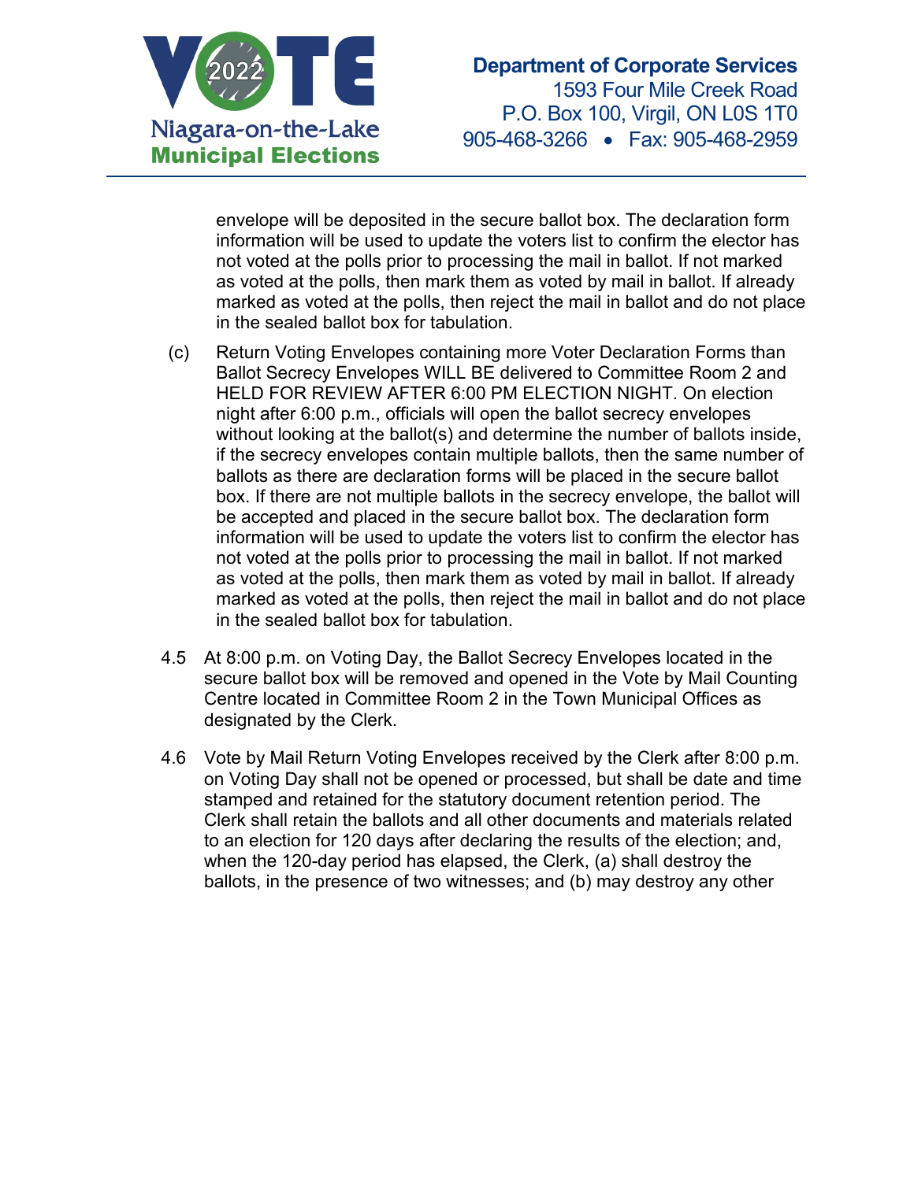envelope will be deposited in the secure ballot box. The declaration form information will be used to update the voters list to confirm the elector has not voted at the polls prior to processing the mail in ballot. If not marked as voted at the polls, then mark them as voted by mail in ballot. If already marked as voted at the polls, then reject the mail in ballot and do not place in the sealed ballot box for tabulation.

(c) Return Voting Envelopes containing more Voter Declaration Forms than Ballot Secrecy Envelopes WILL BE delivered to Committee Room 2 and HELD FOR REVIEW AFTER 6:00 PM ELECTION NIGHT. On election night after 6:00 p.m., officials will open the ballot secrecy envelopes without looking at the ballot(s) and determine the number of ballots inside, if the secrecy envelopes contain multiple ballots, then the same number of ballots as there are declaration forms will be placed in the secure ballot box. If there are not multiple ballots in the secrecy envelope, the ballot will be accepted and placed in the secure ballot box. The declaration form information will be used to update the voters list to confirm the elector has not voted at the polls prior to processing the mail in ballot. If not marked as voted at the polls, then mark them as voted by mail in ballot. If already marked as voted at the polls, then reject the mail in ballot and do not place in the sealed ballot box for tabulation.

4.5 At 8:00 p.m. on Voting Day, the Ballot Secrecy Envelopes located in the secure ballot box will be removed and opened in the Vote by Mail Counting Centre located in Committee Room 2 in the Town Municipal Offices as designated by the Clerk.

4.6 Vote by Mail Return Voting Envelopes received by the Clerk after 8:00 p.m. on Voting Day shall not be opened or processed, but shall be date and time stamped and retained for the statutory document retention period. The Clerk shall retain the ballots and all other documents and materials related to an election for 120 days after declaring the results of the election; and, when the 120-day period has elapsed, the Clerk, (a) shall destroy the ballots, in the presence of two witnesses; and (b) may destroy any other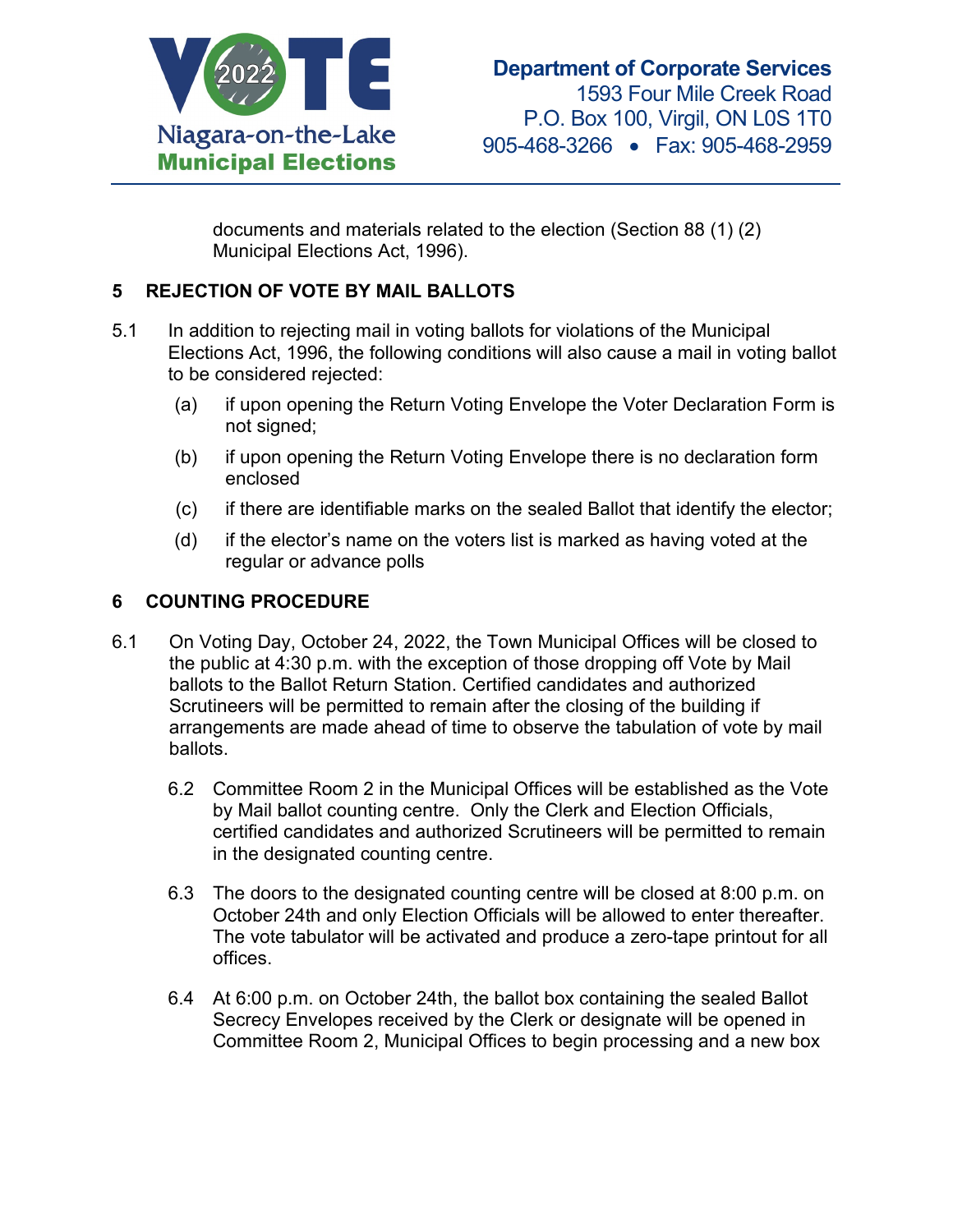documents and materials related to the election (Section 88 (1) (2) Municipal Elections Act, 1996).

## 5 REJECTION OF VOTE BY MAIL BALLOTS

5.1 In addition to rejecting mail in voting ballots for violations of the Municipal Elections Act, 1996, the following conditions will also cause a mail in voting ballot to be considered rejected:

(a) if upon opening the Return Voting Envelope the Voter Declaration Form is not signed;

(b) if upon opening the Return Voting Envelope there is no declaration form enclosed

(c) if there are identifiable marks on the sealed Ballot that identify the elector;

(d) if the elector's name on the voters list is marked as having voted at the regular or advance polls

## 6 COUNTING PROCEDURE

6.1 On Voting Day, October 24, 2022, the Town Municipal Offices will be closed to the public at 4:30 p.m. with the exception of those dropping off Vote by Mail ballots to the Ballot Return Station. Certified candidates and authorized Scrutineers will be permitted to remain after the closing of the building if arrangements are made ahead of time to observe the tabulation of vote by mail ballots.

6.2 Committee Room 2 in the Municipal Offices will be established as the Vote by Mail ballot counting centre. Only the Clerk and Election Officials, certified candidates and authorized Scrutineers will be permitted to remain in the designated counting centre.

6.3 The doors to the designated counting centre will be closed at 8:00 p.m. on October 24th and only Election Officials will be allowed to enter thereafter. The vote tabulator will be activated and produce a zero-tape printout for all offices.

6.4 At 6:00 p.m. on October 24th, the ballot box containing the sealed Ballot Secrecy Envelopes received by the Clerk or designate will be opened in Committee Room 2, Municipal Offices to begin processing and a new box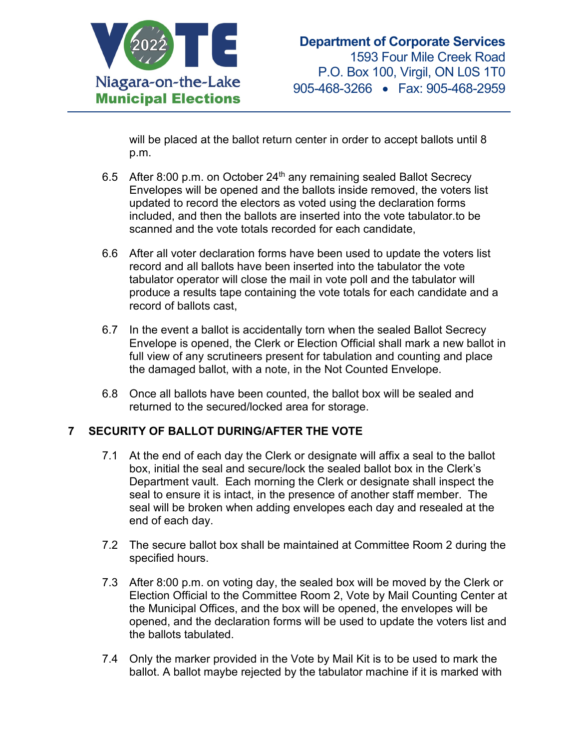will be placed at the ballot return center in order to accept ballots until 8 p.m.

6.5 After 8:00 p.m. on October 24th any remaining sealed Ballot Secrecy Envelopes will be opened and the ballots inside removed, the voters list updated to record the electors as voted using the declaration forms included, and then the ballots are inserted into the vote tabulator.to be scanned and the vote totals recorded for each candidate,

6.6 After all voter declaration forms have been used to update the voters list record and all ballots have been inserted into the tabulator the vote tabulator operator will close the mail in vote poll and the tabulator will produce a results tape containing the vote totals for each candidate and a record of ballots cast,

6.7 In the event a ballot is accidentally torn when the sealed Ballot Secrecy Envelope is opened, the Clerk or Election Official shall mark a new ballot in full view of any scrutineers present for tabulation and counting and place the damaged ballot, with a note, in the Not Counted Envelope.

6.8 Once all ballots have been counted, the ballot box will be sealed and returned to the secured/locked area for storage.

## 7 SECURITY OF BALLOT DURING/AFTER THE VOTE

7.1 At the end of each day the Clerk or designate will affix a seal to the ballot box, initial the seal and secure/lock the sealed ballot box in the Clerk's Department vault. Each morning the Clerk or designate shall inspect the seal to ensure it is intact, in the presence of another staff member. The seal will be broken when adding envelopes each day and resealed at the end of each day.

7.2 The secure ballot box shall be maintained at Committee Room 2 during the specified hours.

7.3 After 8:00 p.m. on voting day, the sealed box will be moved by the Clerk or Election Official to the Committee Room 2, Vote by Mail Counting Center at the Municipal Offices, and the box will be opened, the envelopes will be opened, and the declaration forms will be used to update the voters list and the ballots tabulated.

7.4 Only the marker provided in the Vote by Mail Kit is to be used to mark the ballot. A ballot maybe rejected by the tabulator machine if it is marked with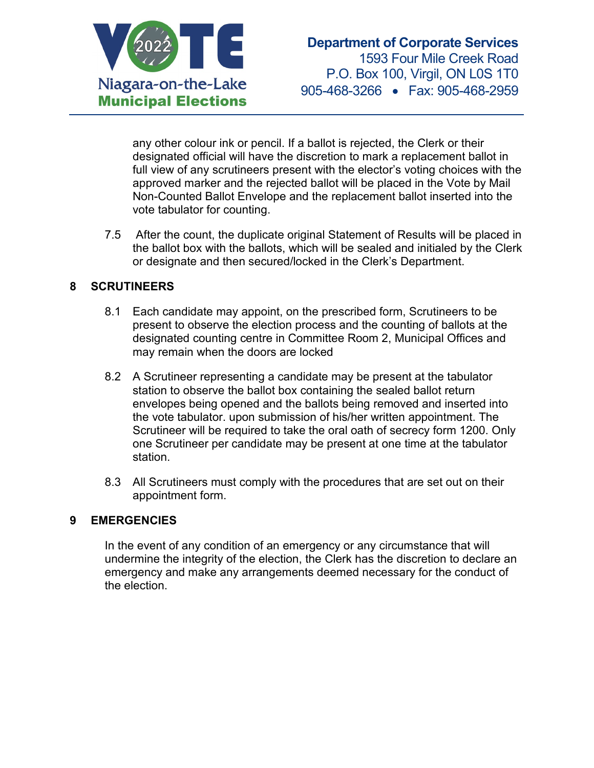any other colour ink or pencil. If a ballot is rejected, the Clerk or their designated official will have the discretion to mark a replacement ballot in full view of any scrutineers present with the elector's voting choices with the approved marker and the rejected ballot will be placed in the Vote by Mail Non-Counted Ballot Envelope and the replacement ballot inserted into the vote tabulator for counting.

7.5 After the count, the duplicate original Statement of Results will be placed in the ballot box with the ballots, which will be sealed and initialed by the Clerk or designate and then secured/locked in the Clerk's Department.

## 8 SCRUTINEERS

8.1 Each candidate may appoint, on the prescribed form, Scrutineers to be present to observe the election process and the counting of ballots at the designated counting centre in Committee Room 2, Municipal Offices and may remain when the doors are locked

8.2 A Scrutineer representing a candidate may be present at the tabulator station to observe the ballot box containing the sealed ballot return envelopes being opened and the ballots being removed and inserted into the vote tabulator. upon submission of his/her written appointment. The Scrutineer will be required to take the oral oath of secrecy form 1200. Only one Scrutineer per candidate may be present at one time at the tabulator station.

8.3 All Scrutineers must comply with the procedures that are set out on their appointment form.

## 9 EMERGENCIES

In the event of any condition of an emergency or any circumstance that will undermine the integrity of the election, the Clerk has the discretion to declare an emergency and make any arrangements deemed necessary for the conduct of the election.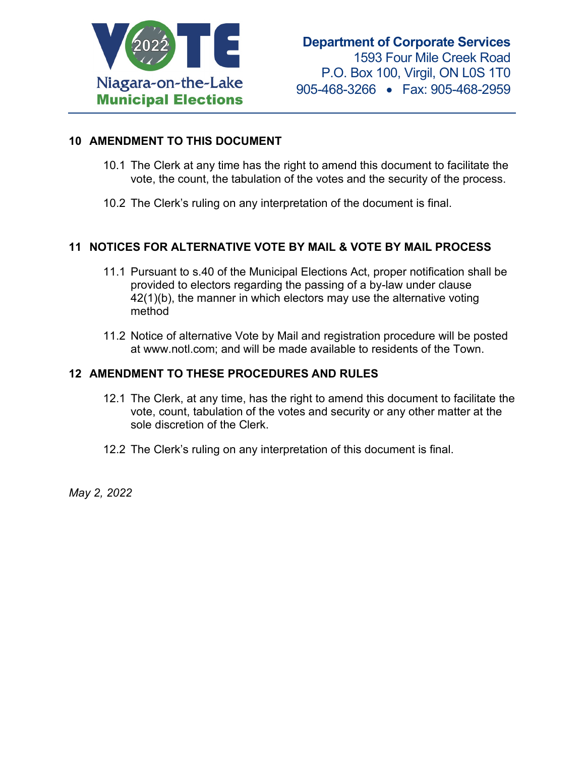## 10 AMENDMENT TO THIS DOCUMENT

10.1 The Clerk at any time has the right to amend this document to facilitate the vote, the count, the tabulation of the votes and the security of the process.

10.2 The Clerk's ruling on any interpretation of the document is final.

## 11 NOTICES FOR ALTERNATIVE VOTE BY MAIL & VOTE BY MAIL PROCESS

11.1 Pursuant to s.40 of the Municipal Elections Act, proper notification shall be provided to electors regarding the passing of a by-law under clause 42(1)(b), the manner in which electors may use the alternative voting method

11.2 Notice of alternative Vote by Mail and registration procedure will be posted at www.notl.com; and will be made available to residents of the Town.

## 12 AMENDMENT TO THESE PROCEDURES AND RULES

12.1 The Clerk, at any time, has the right to amend this document to facilitate the vote, count, tabulation of the votes and security or any other matter at the sole discretion of the Clerk.

12.2 The Clerk's ruling on any interpretation of this document is final.

*May 2, 2022*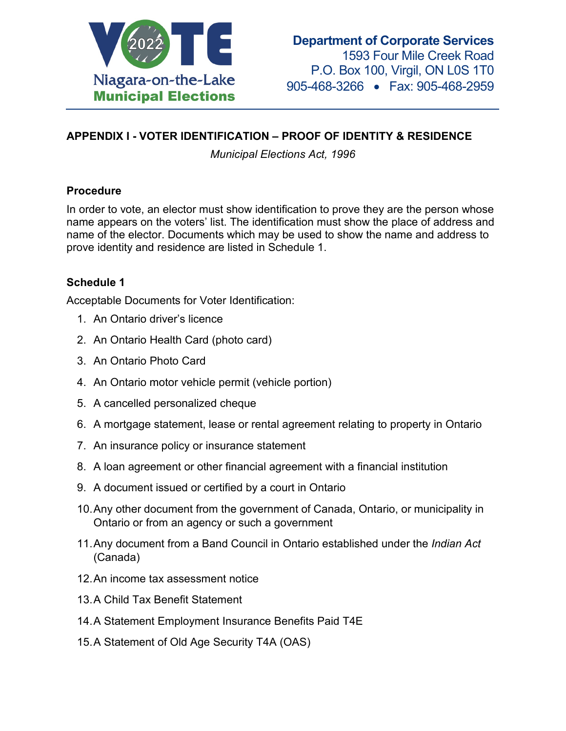Department of Corporate Services
1593 Four Mile Creek Road
P.O. Box 100, Virgil, ON L0S 1T0
905-468-3266 • Fax: 905-468-2959

## APPENDIX I - VOTER IDENTIFICATION – PROOF OF IDENTITY & RESIDENCE

*Municipal Elections Act, 1996*

### Procedure

In order to vote, an elector must show identification to prove they are the person whose name appears on the voters' list. The identification must show the place of address and name of the elector. Documents which may be used to show the name and address to prove identity and residence are listed in Schedule 1.

### Schedule 1

Acceptable Documents for Voter Identification:

1. An Ontario driver's licence
2. An Ontario Health Card (photo card)
3. An Ontario Photo Card
4. An Ontario motor vehicle permit (vehicle portion)
5. A cancelled personalized cheque
6. A mortgage statement, lease or rental agreement relating to property in Ontario
7. An insurance policy or insurance statement
8. A loan agreement or other financial agreement with a financial institution
9. A document issued or certified by a court in Ontario
10. Any other document from the government of Canada, Ontario, or municipality in Ontario or from an agency or such a government
11. Any document from a Band Council in Ontario established under the *Indian Act* (Canada)
12. An income tax assessment notice
13. A Child Tax Benefit Statement
14. A Statement Employment Insurance Benefits Paid T4E
15. A Statement of Old Age Security T4A (OAS)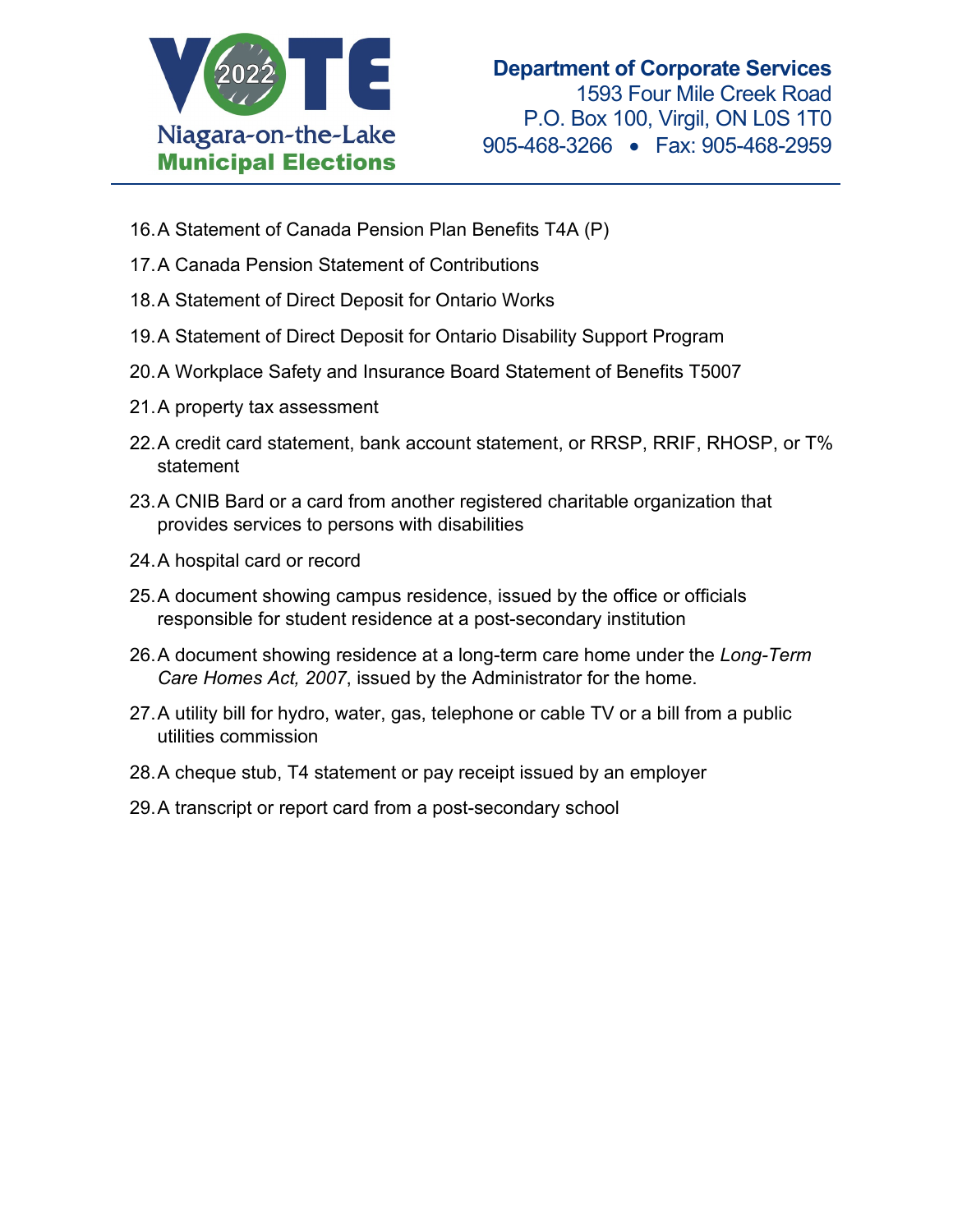16. A Statement of Canada Pension Plan Benefits T4A (P)
17. A Canada Pension Statement of Contributions
18. A Statement of Direct Deposit for Ontario Works
19. A Statement of Direct Deposit for Ontario Disability Support Program
20. A Workplace Safety and Insurance Board Statement of Benefits T5007
21. A property tax assessment
22. A credit card statement, bank account statement, or RRSP, RRIF, RHOSP, or T% statement
23. A CNIB Bard or a card from another registered charitable organization that provides services to persons with disabilities
24. A hospital card or record
25. A document showing campus residence, issued by the office or officials responsible for student residence at a post-secondary institution
26. A document showing residence at a long-term care home under the *Long-Term Care Homes Act, 2007*, issued by the Administrator for the home.
27. A utility bill for hydro, water, gas, telephone or cable TV or a bill from a public utilities commission
28. A cheque stub, T4 statement or pay receipt issued by an employer
29. A transcript or report card from a post-secondary school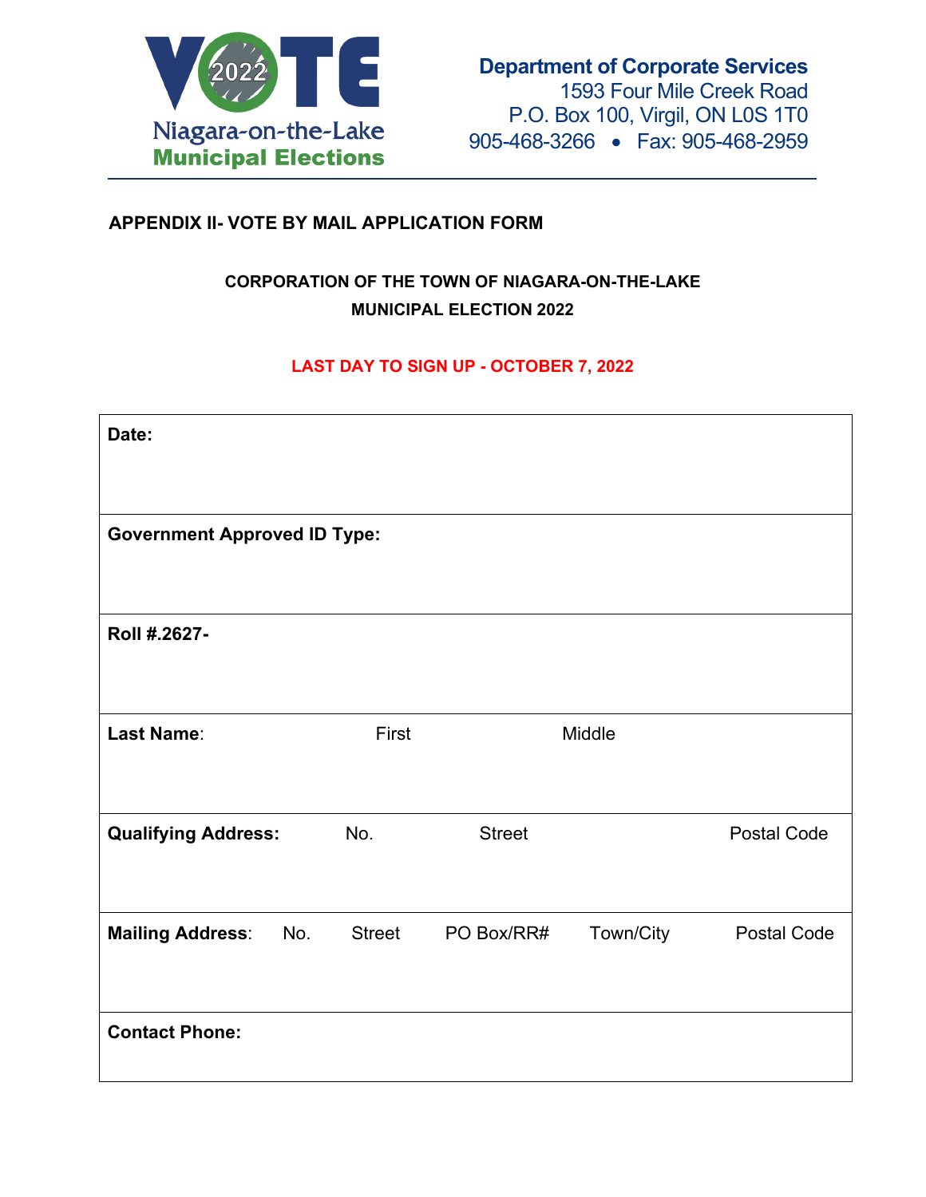**VOTE 2022**
Niagara-on-the-Lake
**Municipal Elections**

**Department of Corporate Services**
1593 Four Mile Creek Road
P.O. Box 100, Virgil, ON L0S 1T0
905-468-3266 • Fax: 905-468-2959

**APPENDIX II- VOTE BY MAIL APPLICATION FORM**

**CORPORATION OF THE TOWN OF NIAGARA-ON-THE-LAKE**
**MUNICIPAL ELECTION 2022**

**LAST DAY TO SIGN UP - OCTOBER 7, 2022**

| | | | | | |
|---|---|---|---|---|---|
| **Date:** | | | | | |
| **Government Approved ID Type:** | | | | | |
| **Roll #.2627-** | | | | | |
| **Last Name**: | First | Middle | | | |
| **Qualifying Address:** | No. | Street | Postal Code | | |
| **Mailing Address**: | No. | Street | PO Box/RR# | Town/City | Postal Code |
| **Contact Phone:** | | | | | |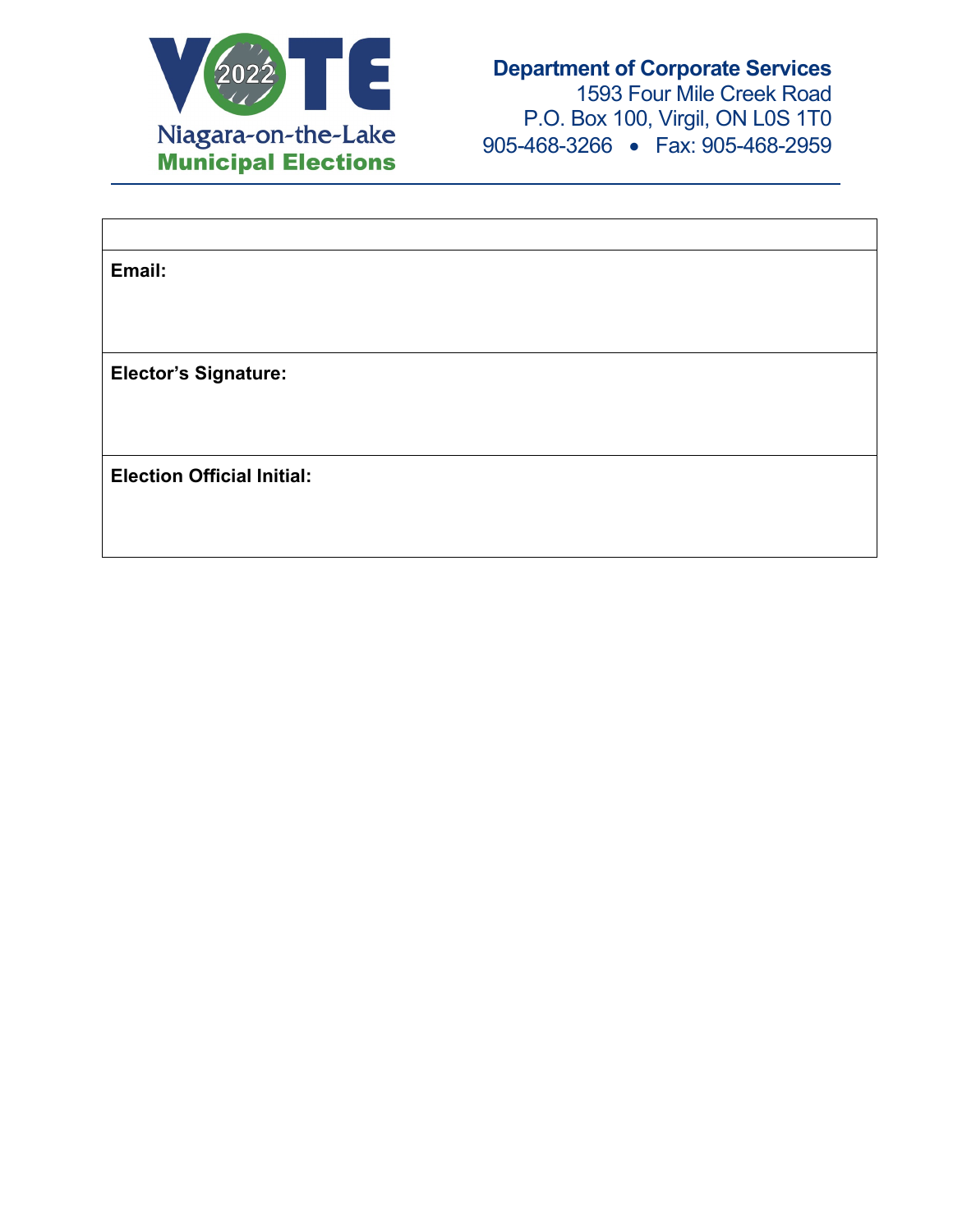VOTE 2022
Niagara-on-the-Lake
Municipal Elections

**Department of Corporate Services**
1593 Four Mile Creek Road
P.O. Box 100, Virgil, ON L0S 1T0
905-468-3266 • Fax: 905-468-2959

| |
|---|
| **Email:** |
| **Elector's Signature:** |
| **Election Official Initial:** |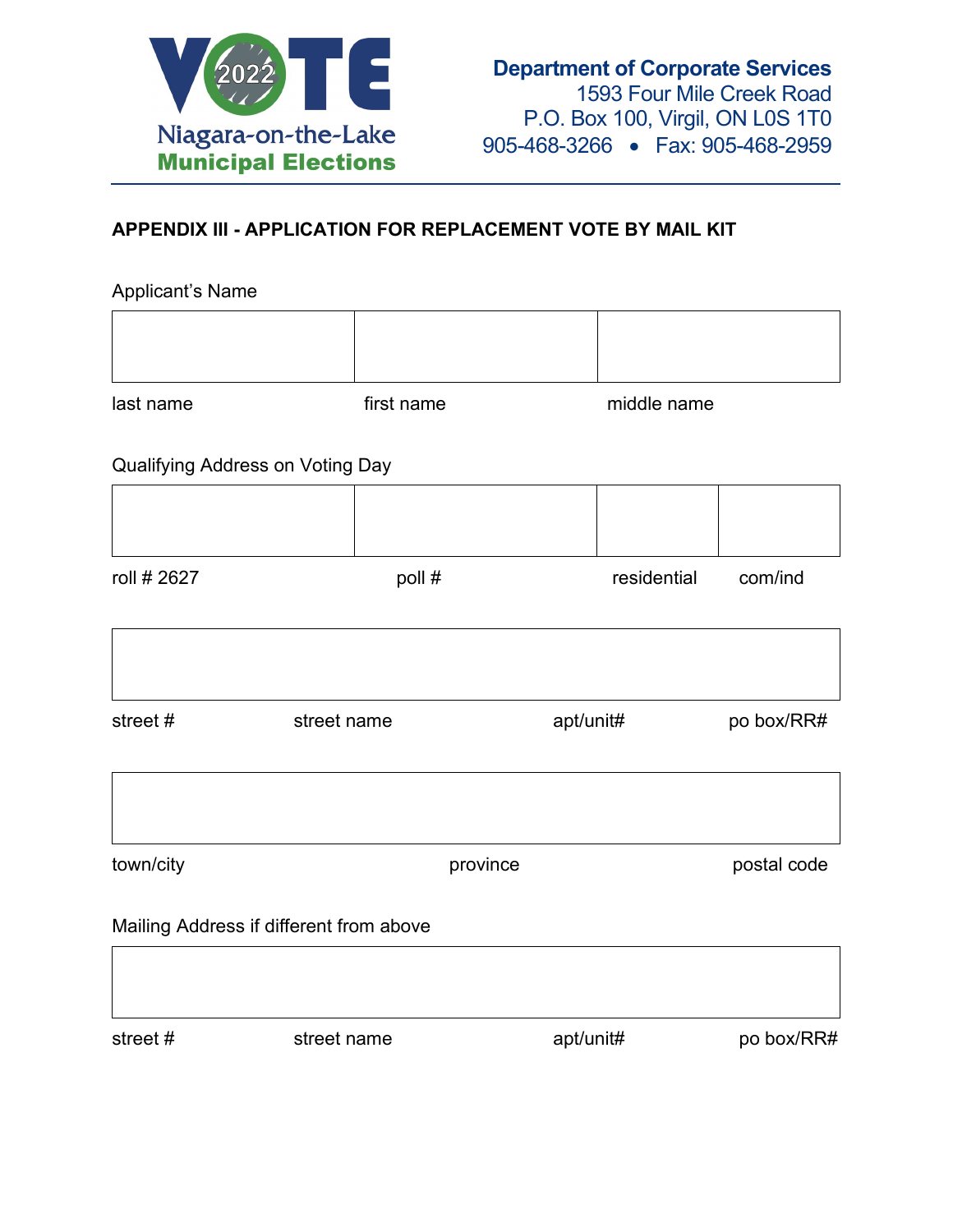VOTE 2022
Niagara-on-the-Lake
Municipal Elections

**Department of Corporate Services**
1593 Four Mile Creek Road
P.O. Box 100, Virgil, ON L0S 1T0
905-468-3266 • Fax: 905-468-2959

**APPENDIX III - APPLICATION FOR REPLACEMENT VOTE BY MAIL KIT**

Applicant's Name

| | | |
|---|---|---|
| | | |
| last name | first name | middle name |

Qualifying Address on Voting Day

| | | | |
|---|---|---|---|
| | | | |
| roll # 2627 | poll # | residential | com/ind |

| | | | |
|---|---|---|---|
| | | | |
| street # | street name | apt/unit# | po box/RR# |

| | | |
|---|---|---|
| | | |
| town/city | province | postal code |

Mailing Address if different from above

| | | | |
|---|---|---|---|
| | | | |
| street # | street name | apt/unit# | po box/RR# |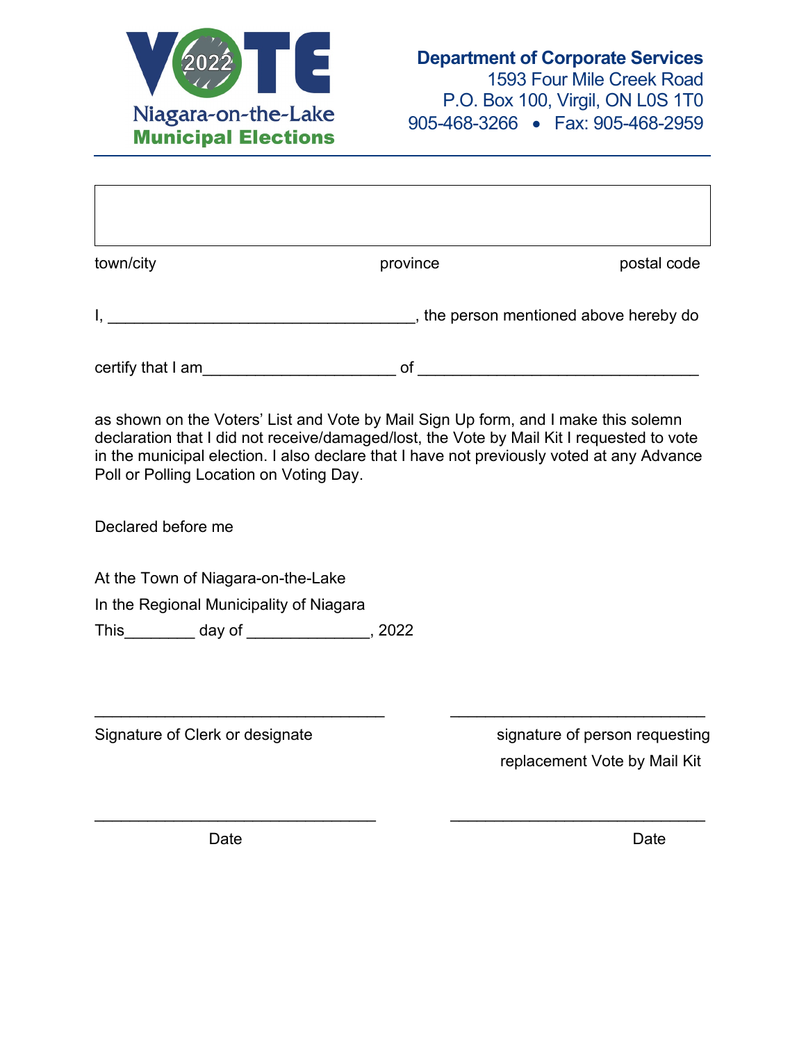VOTE 2022
Niagara-on-the-Lake
**Municipal Elections**

**Department of Corporate Services**
1593 Four Mile Creek Road
P.O. Box 100, Virgil, ON L0S 1T0
905-468-3266 • Fax: 905-468-2959

town/city province postal code

I, ___________________________________, the person mentioned above hereby do

certify that I am______________________ of ________________________________

as shown on the Voters' List and Vote by Mail Sign Up form, and I make this solemn declaration that I did not receive/damaged/lost, the Vote by Mail Kit I requested to vote in the municipal election. I also declare that I have not previously voted at any Advance Poll or Polling Location on Voting Day.

Declared before me

At the Town of Niagara-on-the-Lake
In the Regional Municipality of Niagara
This________ day of ______________, 2022

_________________________________ _____________________________
Signature of Clerk or designate signature of person requesting replacement Vote by Mail Kit

_________________________________ _____________________________
Date Date